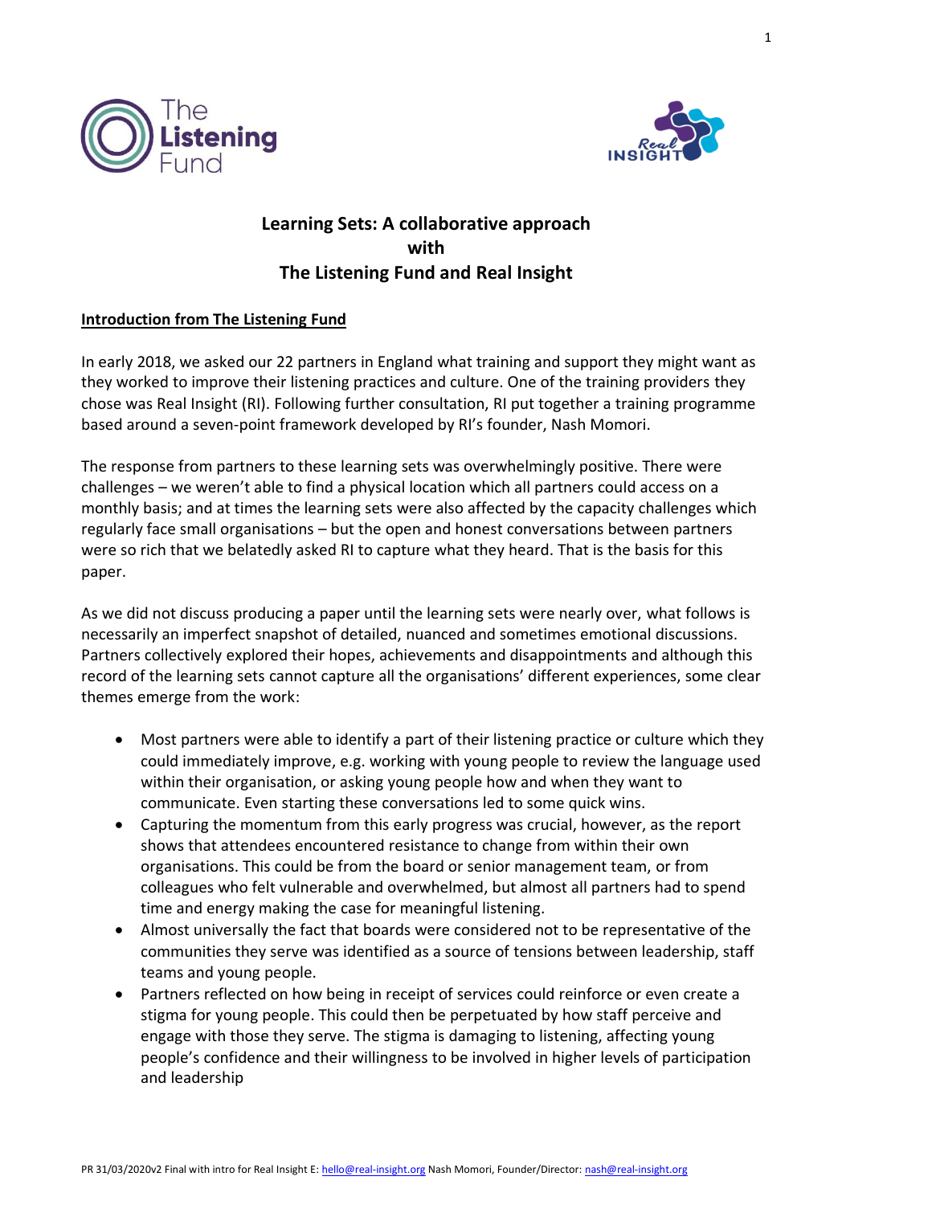# Learning Sets: A collaborative approach with The Listening Fund and Real Insight

## Introduction from The Listening Fund

In early 2018, we asked our 22 partners in England what training and support they might want as they worked to improve their listening practices and culture. One of the training providers they chose was Real Insight (RI). Following further consultation, RI put together a training programme based around a seven-point framework developed by RI's founder, Nash Momori.

The response from partners to these learning sets was overwhelmingly positive. There were challenges – we weren't able to find a physical location which all partners could access on a monthly basis; and at times the learning sets were also affected by the capacity challenges which regularly face small organisations – but the open and honest conversations between partners were so rich that we belatedly asked RI to capture what they heard. That is the basis for this paper.

As we did not discuss producing a paper until the learning sets were nearly over, what follows is necessarily an imperfect snapshot of detailed, nuanced and sometimes emotional discussions. Partners collectively explored their hopes, achievements and disappointments and although this record of the learning sets cannot capture all the organisations' different experiences, some clear themes emerge from the work:

- Most partners were able to identify a part of their listening practice or culture which they could immediately improve, e.g. working with young people to review the language used within their organisation, or asking young people how and when they want to communicate. Even starting these conversations led to some quick wins.
- Capturing the momentum from this early progress was crucial, however, as the report shows that attendees encountered resistance to change from within their own organisations. This could be from the board or senior management team, or from colleagues who felt vulnerable and overwhelmed, but almost all partners had to spend time and energy making the case for meaningful listening.
- Almost universally the fact that boards were considered not to be representative of the communities they serve was identified as a source of tensions between leadership, staff teams and young people.
- Partners reflected on how being in receipt of services could reinforce or even create a stigma for young people. This could then be perpetuated by how staff perceive and engage with those they serve. The stigma is damaging to listening, affecting young people's confidence and their willingness to be involved in higher levels of participation and leadership

PR 31/03/2020v2 Final with intro for Real Insight E: hello@real-insight.org Nash Momori, Founder/Director: nash@real-insight.org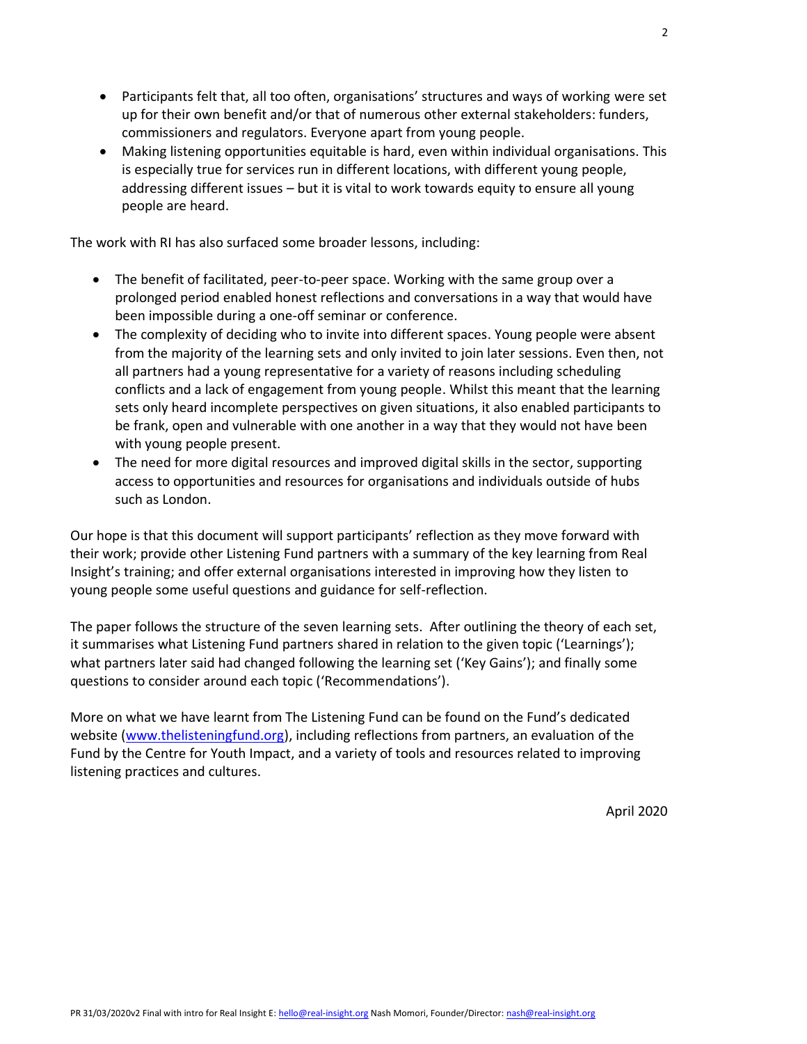- Participants felt that, all too often, organisations' structures and ways of working were set up for their own benefit and/or that of numerous other external stakeholders: funders, commissioners and regulators. Everyone apart from young people.
- Making listening opportunities equitable is hard, even within individual organisations. This is especially true for services run in different locations, with different young people, addressing different issues – but it is vital to work towards equity to ensure all young people are heard.

The work with RI has also surfaced some broader lessons, including:

- The benefit of facilitated, peer-to-peer space. Working with the same group over a prolonged period enabled honest reflections and conversations in a way that would have been impossible during a one-off seminar or conference.
- The complexity of deciding who to invite into different spaces. Young people were absent from the majority of the learning sets and only invited to join later sessions. Even then, not all partners had a young representative for a variety of reasons including scheduling conflicts and a lack of engagement from young people. Whilst this meant that the learning sets only heard incomplete perspectives on given situations, it also enabled participants to be frank, open and vulnerable with one another in a way that they would not have been with young people present.
- The need for more digital resources and improved digital skills in the sector, supporting access to opportunities and resources for organisations and individuals outside of hubs such as London.

Our hope is that this document will support participants' reflection as they move forward with their work; provide other Listening Fund partners with a summary of the key learning from Real Insight's training; and offer external organisations interested in improving how they listen to young people some useful questions and guidance for self-reflection.

The paper follows the structure of the seven learning sets. After outlining the theory of each set, it summarises what Listening Fund partners shared in relation to the given topic ('Learnings'); what partners later said had changed following the learning set ('Key Gains'); and finally some questions to consider around each topic ('Recommendations').

More on what we have learnt from The Listening Fund can be found on the Fund's dedicated website ([www.thelisteningfund.org](www.thelisteningfund.org)), including reflections from partners, an evaluation of the Fund by the Centre for Youth Impact, and a variety of tools and resources related to improving listening practices and cultures.

April 2020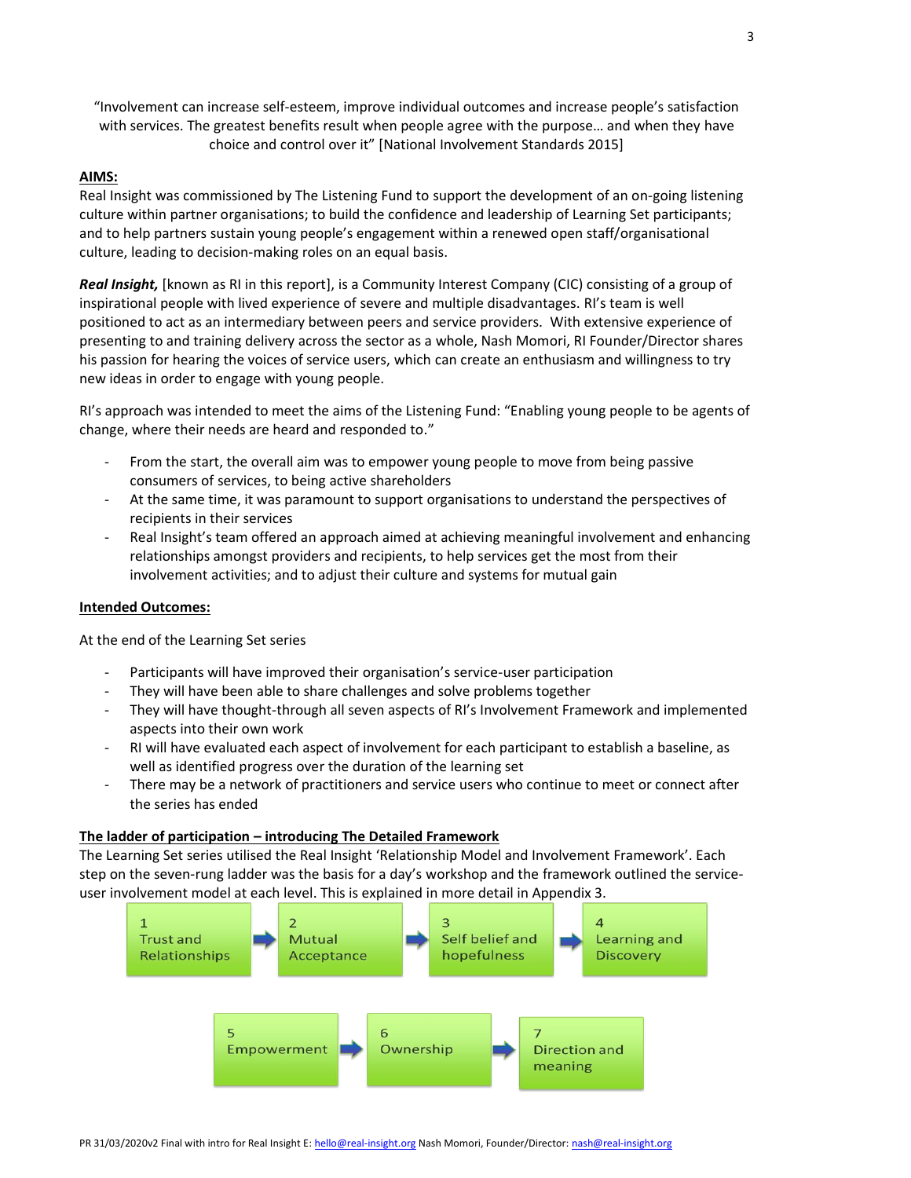"Involvement can increase self-esteem, improve individual outcomes and increase people's satisfaction with services. The greatest benefits result when people agree with the purpose… and when they have choice and control over it" [National Involvement Standards 2015]

**AIMS:**

Real Insight was commissioned by The Listening Fund to support the development of an on-going listening culture within partner organisations; to build the confidence and leadership of Learning Set participants; and to help partners sustain young people's engagement within a renewed open staff/organisational culture, leading to decision-making roles on an equal basis.

***Real Insight,*** [known as RI in this report], is a Community Interest Company (CIC) consisting of a group of inspirational people with lived experience of severe and multiple disadvantages. RI's team is well positioned to act as an intermediary between peers and service providers. With extensive experience of presenting to and training delivery across the sector as a whole, Nash Momori, RI Founder/Director shares his passion for hearing the voices of service users, which can create an enthusiasm and willingness to try new ideas in order to engage with young people.

RI's approach was intended to meet the aims of the Listening Fund: "Enabling young people to be agents of change, where their needs are heard and responded to."

- From the start, the overall aim was to empower young people to move from being passive consumers of services, to being active shareholders
- At the same time, it was paramount to support organisations to understand the perspectives of recipients in their services
- Real Insight's team offered an approach aimed at achieving meaningful involvement and enhancing relationships amongst providers and recipients, to help services get the most from their involvement activities; and to adjust their culture and systems for mutual gain

**Intended Outcomes:**

At the end of the Learning Set series

- Participants will have improved their organisation's service-user participation
- They will have been able to share challenges and solve problems together
- They will have thought-through all seven aspects of RI's Involvement Framework and implemented aspects into their own work
- RI will have evaluated each aspect of involvement for each participant to establish a baseline, as well as identified progress over the duration of the learning set
- There may be a network of practitioners and service users who continue to meet or connect after the series has ended

**The ladder of participation – introducing The Detailed Framework**

The Learning Set series utilised the Real Insight 'Relationship Model and Involvement Framework'. Each step on the seven-rung ladder was the basis for a day's workshop and the framework outlined the service-user involvement model at each level. This is explained in more detail in Appendix 3.

1 Trust and Relationships → 2 Mutual Acceptance → 3 Self belief and hopefulness → 4 Learning and Discovery

5 Empowerment → 6 Ownership → 7 Direction and meaning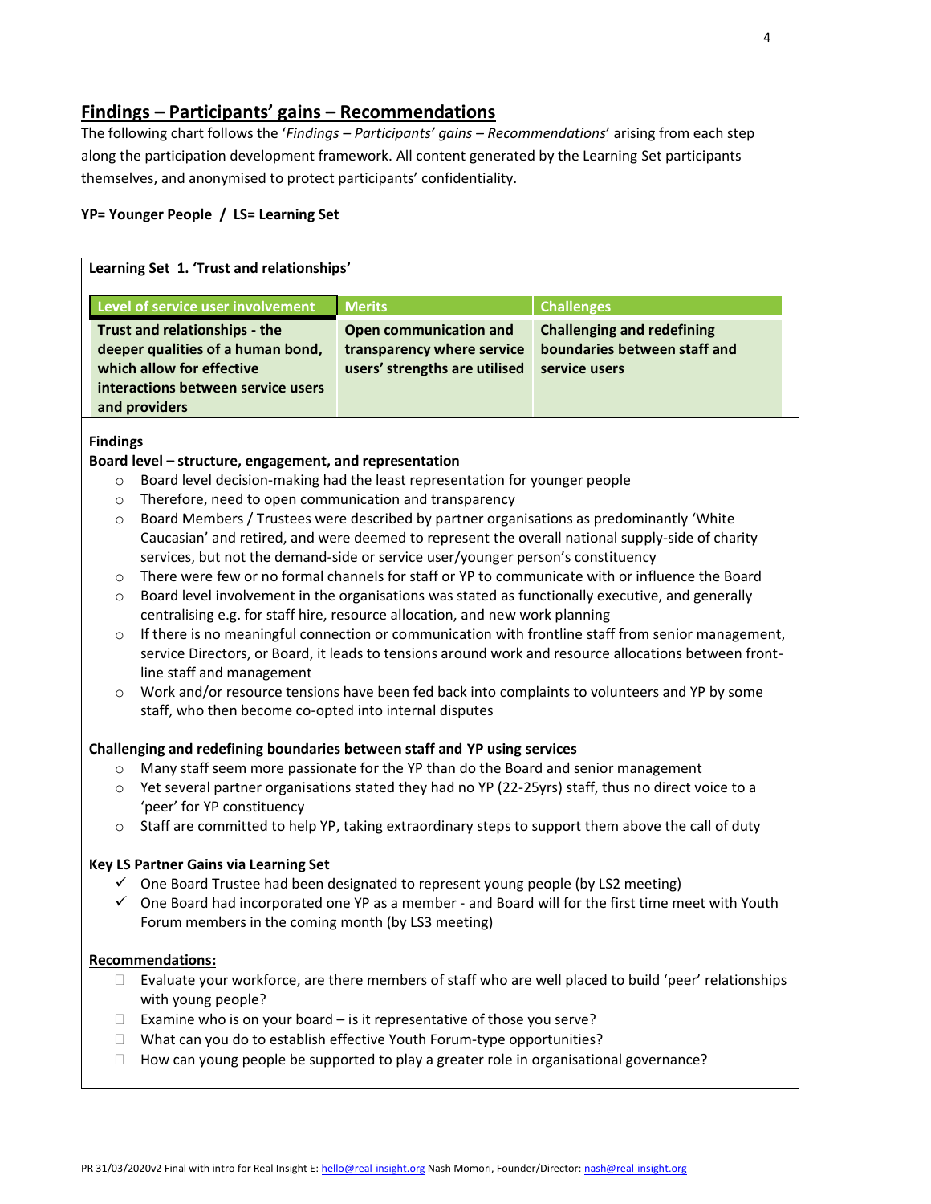## Findings – Participants' gains – Recommendations

The following chart follows the '*Findings – Participants' gains – Recommendations*' arising from each step along the participation development framework. All content generated by the Learning Set participants themselves, and anonymised to protect participants' confidentiality.

**YP= Younger People / LS= Learning Set**

### Learning Set 1. 'Trust and relationships'

| Level of service user involvement | Merits | Challenges |
|---|---|---|
| **Trust and relationships - the deeper qualities of a human bond, which allow for effective interactions between service users and providers** | **Open communication and transparency where service users' strengths are utilised** | **Challenging and redefining boundaries between staff and service users** |

**Findings**

**Board level – structure, engagement, and representation**

- Board level decision-making had the least representation for younger people
- Therefore, need to open communication and transparency
- Board Members / Trustees were described by partner organisations as predominantly 'White Caucasian' and retired, and were deemed to represent the overall national supply-side of charity services, but not the demand-side or service user/younger person's constituency
- There were few or no formal channels for staff or YP to communicate with or influence the Board
- Board level involvement in the organisations was stated as functionally executive, and generally centralising e.g. for staff hire, resource allocation, and new work planning
- If there is no meaningful connection or communication with frontline staff from senior management, service Directors, or Board, it leads to tensions around work and resource allocations between front-line staff and management
- Work and/or resource tensions have been fed back into complaints to volunteers and YP by some staff, who then become co-opted into internal disputes

**Challenging and redefining boundaries between staff and YP using services**

- Many staff seem more passionate for the YP than do the Board and senior management
- Yet several partner organisations stated they had no YP (22-25yrs) staff, thus no direct voice to a 'peer' for YP constituency
- Staff are committed to help YP, taking extraordinary steps to support them above the call of duty

**Key LS Partner Gains via Learning Set**

- ✓ One Board Trustee had been designated to represent young people (by LS2 meeting)
- ✓ One Board had incorporated one YP as a member - and Board will for the first time meet with Youth Forum members in the coming month (by LS3 meeting)

**Recommendations:**

- Evaluate your workforce, are there members of staff who are well placed to build 'peer' relationships with young people?
- Examine who is on your board – is it representative of those you serve?
- What can you do to establish effective Youth Forum-type opportunities?
- How can young people be supported to play a greater role in organisational governance?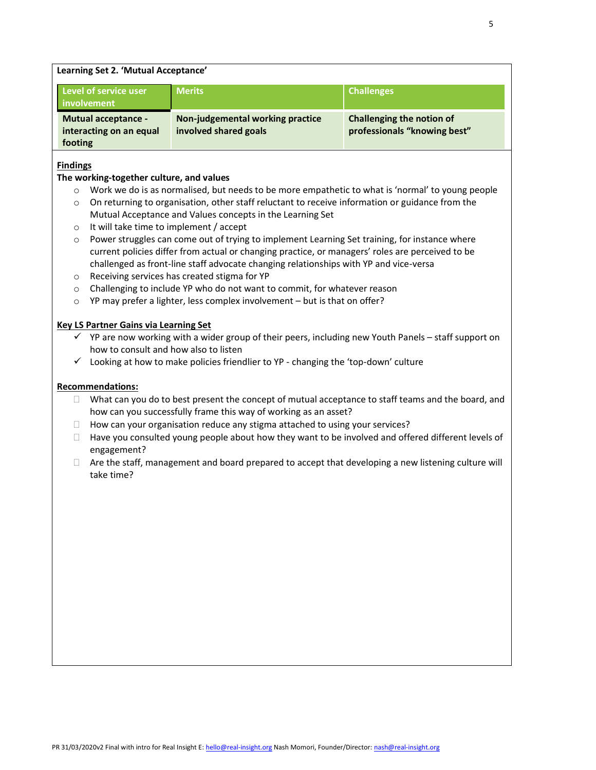**Learning Set 2. 'Mutual Acceptance'**

| Level of service user involvement | Merits | Challenges |
|---|---|---|
| **Mutual acceptance - interacting on an equal footing** | **Non-judgemental working practice involved shared goals** | **Challenging the notion of professionals "knowing best"** |

**Findings**

**The working-together culture, and values**

- Work we do is as normalised, but needs to be more empathetic to what is 'normal' to young people
- On returning to organisation, other staff reluctant to receive information or guidance from the Mutual Acceptance and Values concepts in the Learning Set
- It will take time to implement / accept
- Power struggles can come out of trying to implement Learning Set training, for instance where current policies differ from actual or changing practice, or managers' roles are perceived to be challenged as front-line staff advocate changing relationships with YP and vice-versa
- Receiving services has created stigma for YP
- Challenging to include YP who do not want to commit, for whatever reason
- YP may prefer a lighter, less complex involvement – but is that on offer?

**Key LS Partner Gains via Learning Set**

- ✓ YP are now working with a wider group of their peers, including new Youth Panels – staff support on how to consult and how also to listen
- ✓ Looking at how to make policies friendlier to YP - changing the 'top-down' culture

**Recommendations:**

- What can you do to best present the concept of mutual acceptance to staff teams and the board, and how can you successfully frame this way of working as an asset?
- How can your organisation reduce any stigma attached to using your services?
- Have you consulted young people about how they want to be involved and offered different levels of engagement?
- Are the staff, management and board prepared to accept that developing a new listening culture will take time?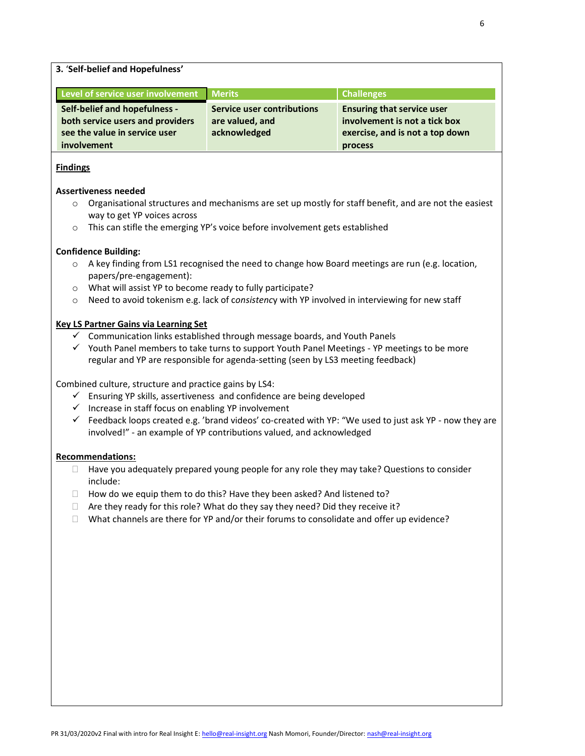### 3. 'Self-belief and Hopefulness'

| Level of service user involvement | Merits | Challenges |
|---|---|---|
| **Self-belief and hopefulness - both service users and providers see the value in service user involvement** | **Service user contributions are valued, and acknowledged** | **Ensuring that service user involvement is not a tick box exercise, and is not a top down process** |

**Findings**

**Assertiveness needed**

- Organisational structures and mechanisms are set up mostly for staff benefit, and are not the easiest way to get YP voices across
- This can stifle the emerging YP's voice before involvement gets established

**Confidence Building:**

- A key finding from LS1 recognised the need to change how Board meetings are run (e.g. location, papers/pre-engagement):
- What will assist YP to become ready to fully participate?
- Need to avoid tokenism e.g. lack of c*onsistenc*y with YP involved in interviewing for new staff

**Key LS Partner Gains via Learning Set**

- ✓ Communication links established through message boards, and Youth Panels
- ✓ Youth Panel members to take turns to support Youth Panel Meetings - YP meetings to be more regular and YP are responsible for agenda-setting (seen by LS3 meeting feedback)

Combined culture, structure and practice gains by LS4:

- ✓ Ensuring YP skills, assertiveness and confidence are being developed
- ✓ Increase in staff focus on enabling YP involvement
- ✓ Feedback loops created e.g. 'brand videos' co-created with YP: "We used to just ask YP - now they are involved!" - an example of YP contributions valued, and acknowledged

**Recommendations:**

- Have you adequately prepared young people for any role they may take? Questions to consider include:
- How do we equip them to do this? Have they been asked? And listened to?
- Are they ready for this role? What do they say they need? Did they receive it?
- What channels are there for YP and/or their forums to consolidate and offer up evidence?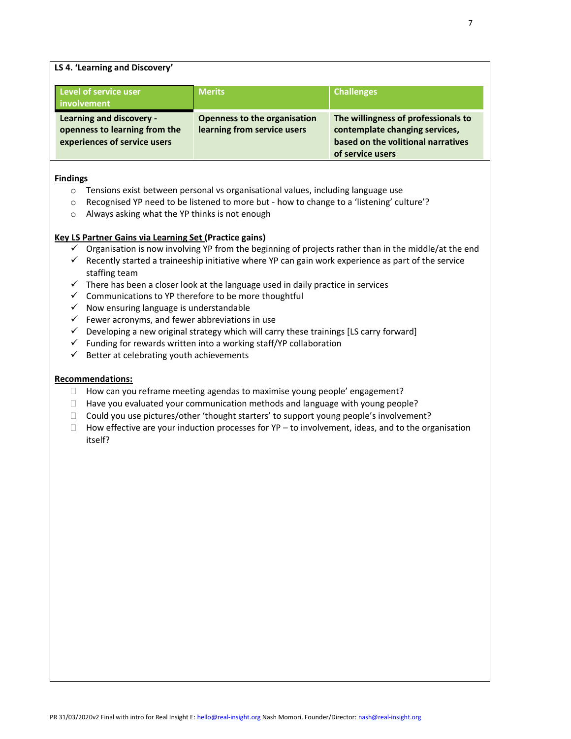**LS 4. 'Learning and Discovery'**

| Level of service user involvement | Merits | Challenges |
|---|---|---|
| **Learning and discovery - openness to learning from the experiences of service users** | **Openness to the organisation learning from service users** | **The willingness of professionals to contemplate changing services, based on the volitional narratives of service users** |

**Findings**

- Tensions exist between personal vs organisational values, including language use
- Recognised YP need to be listened to more but - how to change to a 'listening' culture'?
- Always asking what the YP thinks is not enough

**Key LS Partner Gains via Learning Set (Practice gains)**

- ✓ Organisation is now involving YP from the beginning of projects rather than in the middle/at the end
- ✓ Recently started a traineeship initiative where YP can gain work experience as part of the service staffing team
- ✓ There has been a closer look at the language used in daily practice in services
- ✓ Communications to YP therefore to be more thoughtful
- ✓ Now ensuring language is understandable
- ✓ Fewer acronyms, and fewer abbreviations in use
- ✓ Developing a new original strategy which will carry these trainings [LS carry forward]
- ✓ Funding for rewards written into a working staff/YP collaboration
- ✓ Better at celebrating youth achievements

**Recommendations:**

- How can you reframe meeting agendas to maximise young people' engagement?
- Have you evaluated your communication methods and language with young people?
- Could you use pictures/other 'thought starters' to support young people's involvement?
- How effective are your induction processes for YP – to involvement, ideas, and to the organisation itself?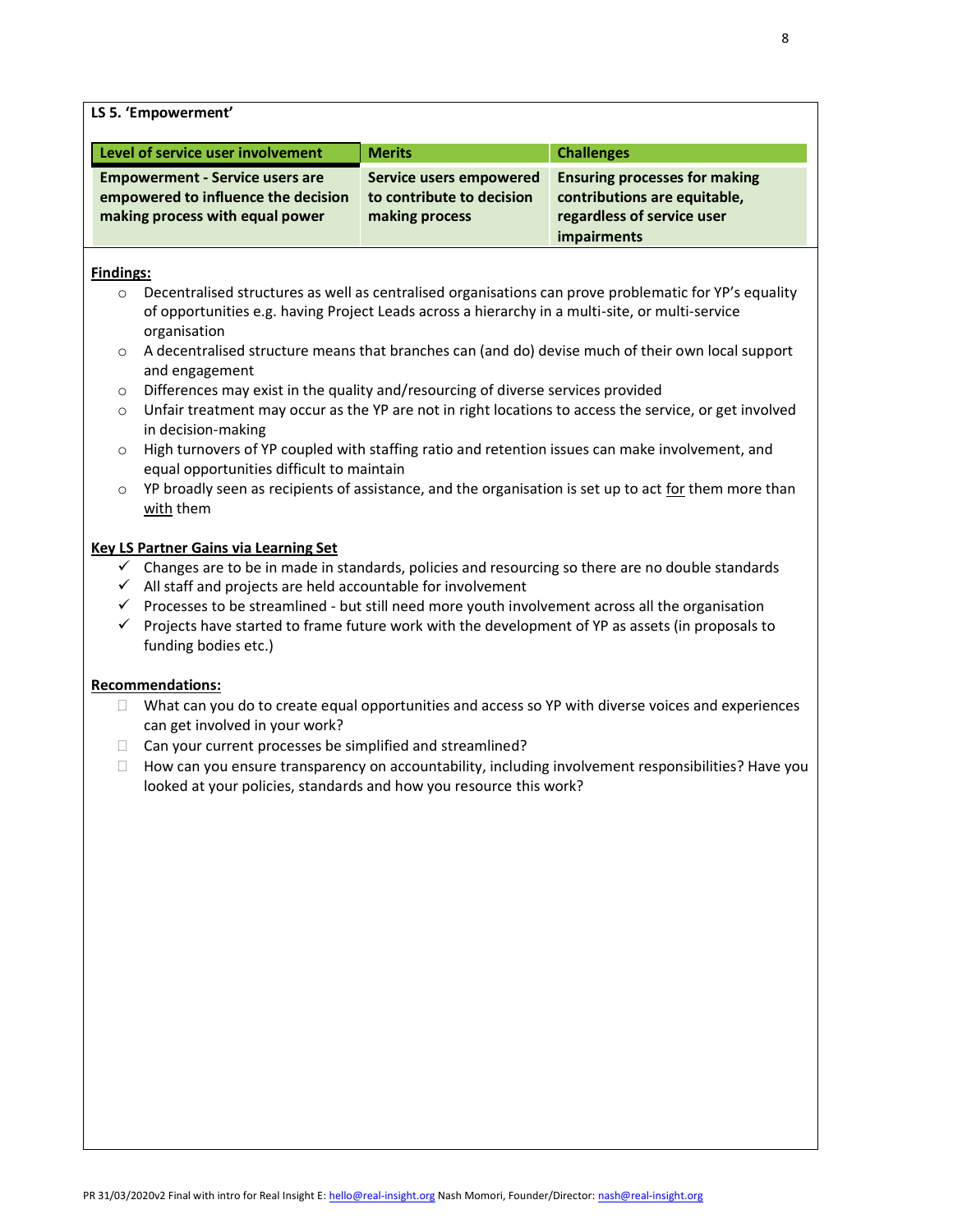**LS 5. 'Empowerment'**

| Level of service user involvement | Merits | Challenges |
|---|---|---|
| **Empowerment - Service users are empowered to influence the decision making process with equal power** | **Service users empowered to contribute to decision making process** | **Ensuring processes for making contributions are equitable, regardless of service user impairments** |

**Findings:**

- Decentralised structures as well as centralised organisations can prove problematic for YP's equality of opportunities e.g. having Project Leads across a hierarchy in a multi-site, or multi-service organisation
- A decentralised structure means that branches can (and do) devise much of their own local support and engagement
- Differences may exist in the quality and/resourcing of diverse services provided
- Unfair treatment may occur as the YP are not in right locations to access the service, or get involved in decision-making
- High turnovers of YP coupled with staffing ratio and retention issues can make involvement, and equal opportunities difficult to maintain
- YP broadly seen as recipients of assistance, and the organisation is set up to act <u>for</u> them more than <u>with</u> them

**Key LS Partner Gains via Learning Set**

- ✓ Changes are to be in made in standards, policies and resourcing so there are no double standards
- ✓ All staff and projects are held accountable for involvement
- ✓ Processes to be streamlined - but still need more youth involvement across all the organisation
- ✓ Projects have started to frame future work with the development of YP as assets (in proposals to funding bodies etc.)

**Recommendations:**

- What can you do to create equal opportunities and access so YP with diverse voices and experiences can get involved in your work?
- Can your current processes be simplified and streamlined?
- How can you ensure transparency on accountability, including involvement responsibilities? Have you looked at your policies, standards and how you resource this work?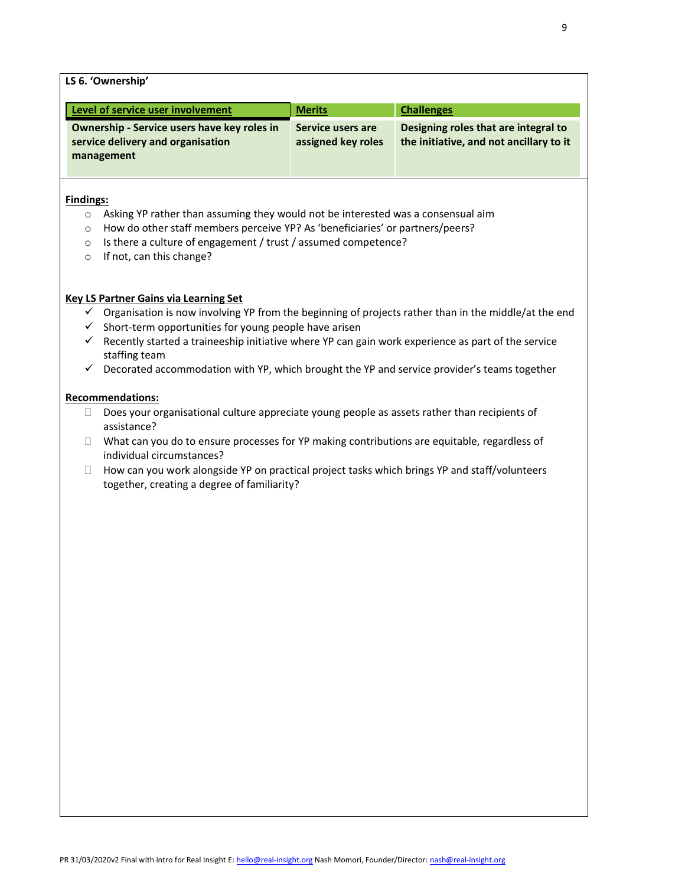**LS 6. 'Ownership'**

| Level of service user involvement | Merits | Challenges |
| --- | --- | --- |
| **Ownership - Service users have key roles in service delivery and organisation management** | **Service users are assigned key roles** | **Designing roles that are integral to the initiative, and not ancillary to it** |

**Findings:**

- Asking YP rather than assuming they would not be interested was a consensual aim
- How do other staff members perceive YP? As 'beneficiaries' or partners/peers?
- Is there a culture of engagement / trust / assumed competence?
- If not, can this change?

**Key LS Partner Gains via Learning Set**

- ✓ Organisation is now involving YP from the beginning of projects rather than in the middle/at the end
- ✓ Short-term opportunities for young people have arisen
- ✓ Recently started a traineeship initiative where YP can gain work experience as part of the service staffing team
- ✓ Decorated accommodation with YP, which brought the YP and service provider's teams together

**Recommendations:**

- Does your organisational culture appreciate young people as assets rather than recipients of assistance?
- What can you do to ensure processes for YP making contributions are equitable, regardless of individual circumstances?
- How can you work alongside YP on practical project tasks which brings YP and staff/volunteers together, creating a degree of familiarity?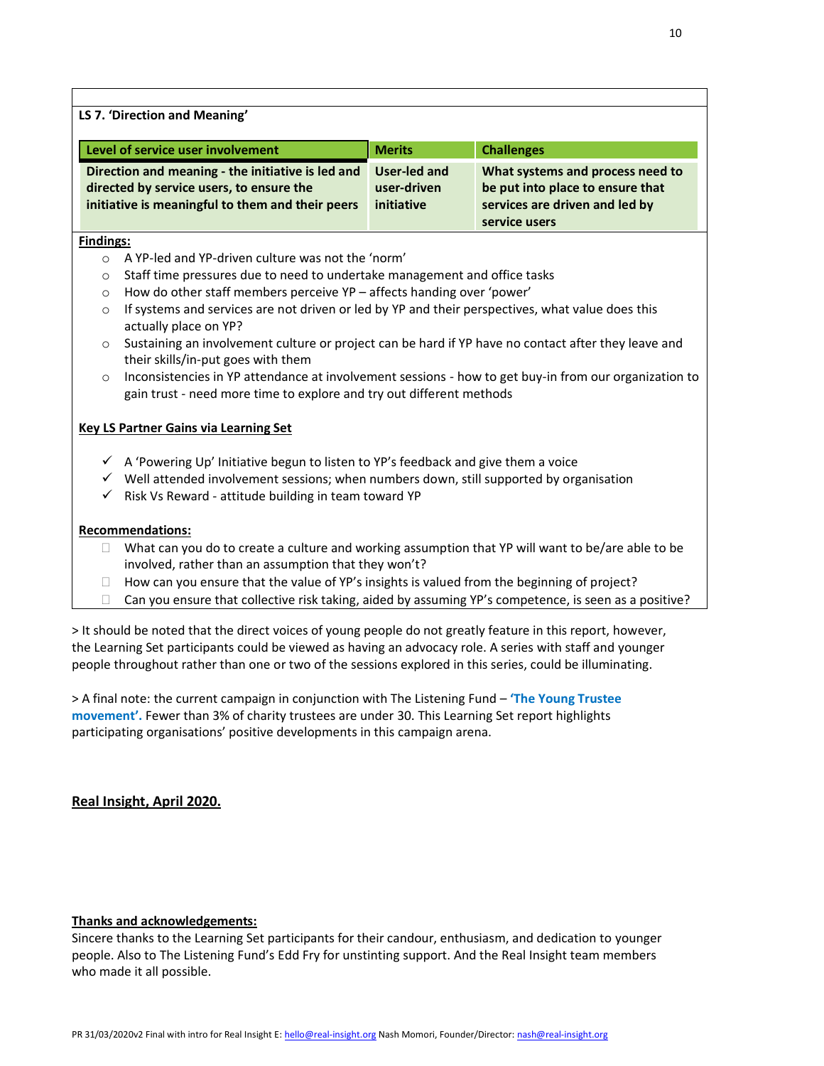**LS 7. 'Direction and Meaning'**

| Level of service user involvement | Merits | Challenges |
|---|---|---|
| Direction and meaning - the initiative is led and directed by service users, to ensure the initiative is meaningful to them and their peers | User-led and user-driven initiative | What systems and process need to be put into place to ensure that services are driven and led by service users |

**Findings:**

- A YP-led and YP-driven culture was not the 'norm'
- Staff time pressures due to need to undertake management and office tasks
- How do other staff members perceive YP – affects handing over 'power'
- If systems and services are not driven or led by YP and their perspectives, what value does this actually place on YP?
- Sustaining an involvement culture or project can be hard if YP have no contact after they leave and their skills/in-put goes with them
- Inconsistencies in YP attendance at involvement sessions - how to get buy-in from our organization to gain trust - need more time to explore and try out different methods

**Key LS Partner Gains via Learning Set**

- ✓ A 'Powering Up' Initiative begun to listen to YP's feedback and give them a voice
- ✓ Well attended involvement sessions; when numbers down, still supported by organisation
- ✓ Risk Vs Reward - attitude building in team toward YP

**Recommendations:**

- What can you do to create a culture and working assumption that YP will want to be/are able to be involved, rather than an assumption that they won't?
- How can you ensure that the value of YP's insights is valued from the beginning of project?
- Can you ensure that collective risk taking, aided by assuming YP's competence, is seen as a positive?

> It should be noted that the direct voices of young people do not greatly feature in this report, however, the Learning Set participants could be viewed as having an advocacy role. A series with staff and younger people throughout rather than one or two of the sessions explored in this series, could be illuminating.

> A final note: the current campaign in conjunction with The Listening Fund – **'The Young Trustee movement'.** Fewer than 3% of charity trustees are under 30. This Learning Set report highlights participating organisations' positive developments in this campaign arena.

**Real Insight, April 2020.**

**Thanks and acknowledgements:**

Sincere thanks to the Learning Set participants for their candour, enthusiasm, and dedication to younger people. Also to The Listening Fund's Edd Fry for unstinting support. And the Real Insight team members who made it all possible.

PR 31/03/2020v2 Final with intro for Real Insight E: hello@real-insight.org Nash Momori, Founder/Director: nash@real-insight.org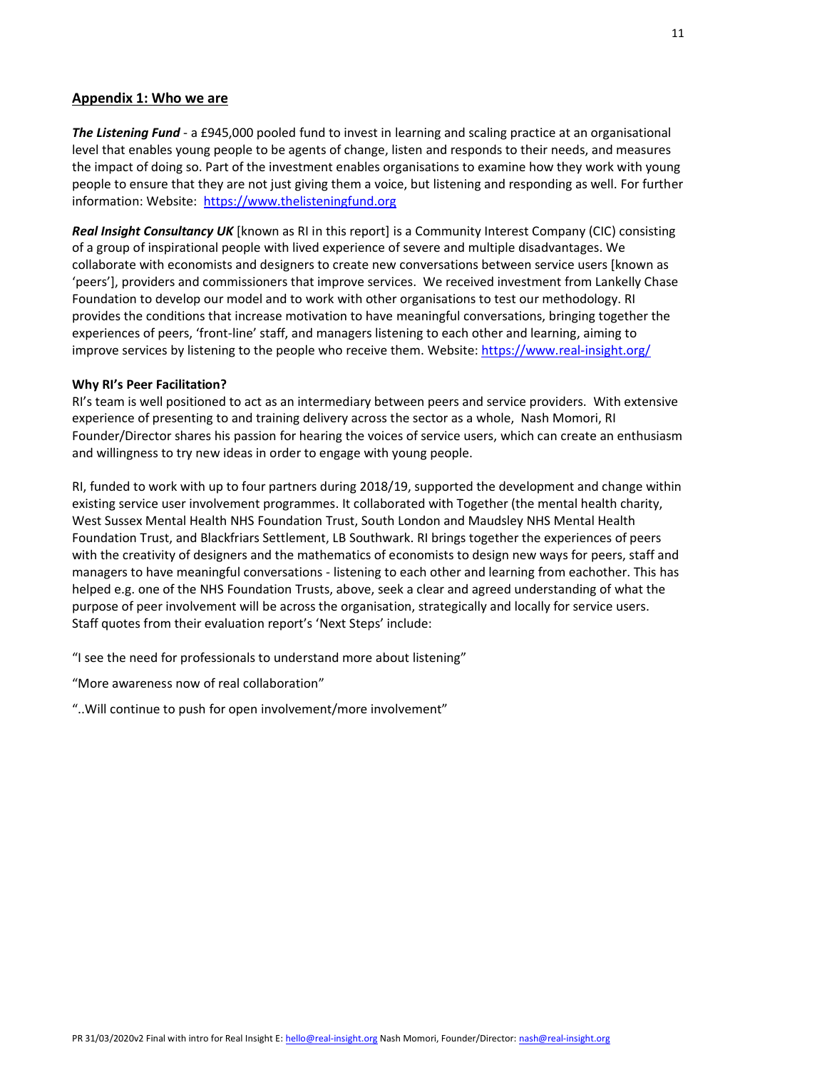## Appendix 1: Who we are

***The Listening Fund*** - a £945,000 pooled fund to invest in learning and scaling practice at an organisational level that enables young people to be agents of change, listen and responds to their needs, and measures the impact of doing so. Part of the investment enables organisations to examine how they work with young people to ensure that they are not just giving them a voice, but listening and responding as well. For further information: Website: https://www.thelisteningfund.org

***Real Insight Consultancy UK*** [known as RI in this report] is a Community Interest Company (CIC) consisting of a group of inspirational people with lived experience of severe and multiple disadvantages. We collaborate with economists and designers to create new conversations between service users [known as 'peers'], providers and commissioners that improve services. We received investment from Lankelly Chase Foundation to develop our model and to work with other organisations to test our methodology. RI provides the conditions that increase motivation to have meaningful conversations, bringing together the experiences of peers, 'front-line' staff, and managers listening to each other and learning, aiming to improve services by listening to the people who receive them. Website: https://www.real-insight.org/

**Why RI's Peer Facilitation?**

RI's team is well positioned to act as an intermediary between peers and service providers. With extensive experience of presenting to and training delivery across the sector as a whole, Nash Momori, RI Founder/Director shares his passion for hearing the voices of service users, which can create an enthusiasm and willingness to try new ideas in order to engage with young people.

RI, funded to work with up to four partners during 2018/19, supported the development and change within existing service user involvement programmes. It collaborated with Together (the mental health charity, West Sussex Mental Health NHS Foundation Trust, South London and Maudsley NHS Mental Health Foundation Trust, and Blackfriars Settlement, LB Southwark. RI brings together the experiences of peers with the creativity of designers and the mathematics of economists to design new ways for peers, staff and managers to have meaningful conversations - listening to each other and learning from eachother. This has helped e.g. one of the NHS Foundation Trusts, above, seek a clear and agreed understanding of what the purpose of peer involvement will be across the organisation, strategically and locally for service users. Staff quotes from their evaluation report's 'Next Steps' include:

"I see the need for professionals to understand more about listening"

"More awareness now of real collaboration"

"..Will continue to push for open involvement/more involvement"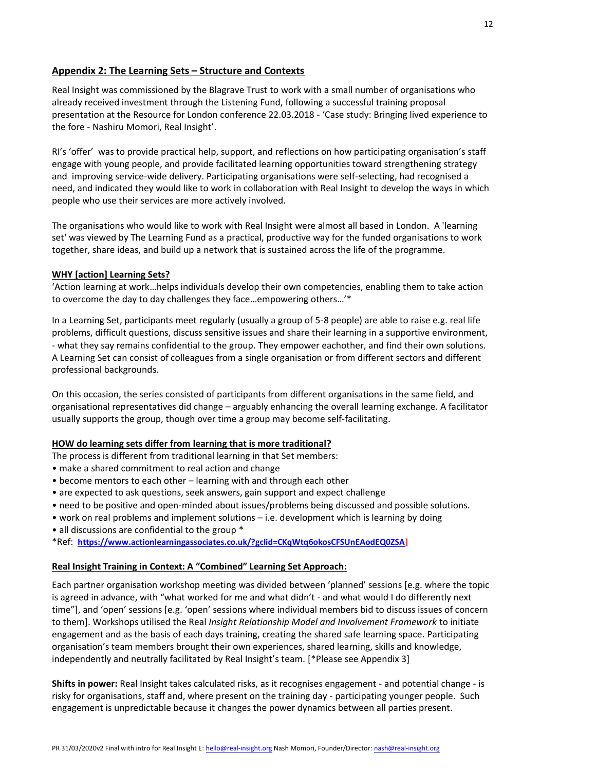## Appendix 2: The Learning Sets – Structure and Contexts

Real Insight was commissioned by the Blagrave Trust to work with a small number of organisations who already received investment through the Listening Fund, following a successful training proposal presentation at the Resource for London conference 22.03.2018 - 'Case study: Bringing lived experience to the fore - Nashiru Momori, Real Insight'.

RI's 'offer' was to provide practical help, support, and reflections on how participating organisation's staff engage with young people, and provide facilitated learning opportunities toward strengthening strategy and improving service-wide delivery. Participating organisations were self-selecting, had recognised a need, and indicated they would like to work in collaboration with Real Insight to develop the ways in which people who use their services are more actively involved.

The organisations who would like to work with Real Insight were almost all based in London. A 'learning set' was viewed by The Learning Fund as a practical, productive way for the funded organisations to work together, share ideas, and build up a network that is sustained across the life of the programme.

### WHY [action] Learning Sets?

'Action learning at work…helps individuals develop their own competencies, enabling them to take action to overcome the day to day challenges they face…empowering others…'*

In a Learning Set, participants meet regularly (usually a group of 5-8 people) are able to raise e.g. real life problems, difficult questions, discuss sensitive issues and share their learning in a supportive environment, - what they say remains confidential to the group. They empower eachother, and find their own solutions. A Learning Set can consist of colleagues from a single organisation or from different sectors and different professional backgrounds.

On this occasion, the series consisted of participants from different organisations in the same field, and organisational representatives did change – arguably enhancing the overall learning exchange. A facilitator usually supports the group, though over time a group may become self-facilitating.

### HOW do learning sets differ from learning that is more traditional?

The process is different from traditional learning in that Set members:

- make a shared commitment to real action and change
- become mentors to each other – learning with and through each other
- are expected to ask questions, seek answers, gain support and expect challenge
- need to be positive and open-minded about issues/problems being discussed and possible solutions.
- work on real problems and implement solutions – i.e. development which is learning by doing
- all discussions are confidential to the group *

*Ref: **https://www.actionlearningassociates.co.uk/?gclid=CKqWtq6okosCFSUnEAodEQ0ZSA]**

### Real Insight Training in Context: A "Combined" Learning Set Approach:

Each partner organisation workshop meeting was divided between 'planned' sessions [e.g. where the topic is agreed in advance, with "what worked for me and what didn't - and what would I do differently next time"], and 'open' sessions [e.g. 'open' sessions where individual members bid to discuss issues of concern to them]. Workshops utilised the Real *Insight Relationship Model and Involvement Framework* to initiate engagement and as the basis of each days training, creating the shared safe learning space. Participating organisation's team members brought their own experiences, shared learning, skills and knowledge, independently and neutrally facilitated by Real Insight's team. [*Please see Appendix 3]

**Shifts in power:** Real Insight takes calculated risks, as it recognises engagement - and potential change - is risky for organisations, staff and, where present on the training day - participating younger people. Such engagement is unpredictable because it changes the power dynamics between all parties present.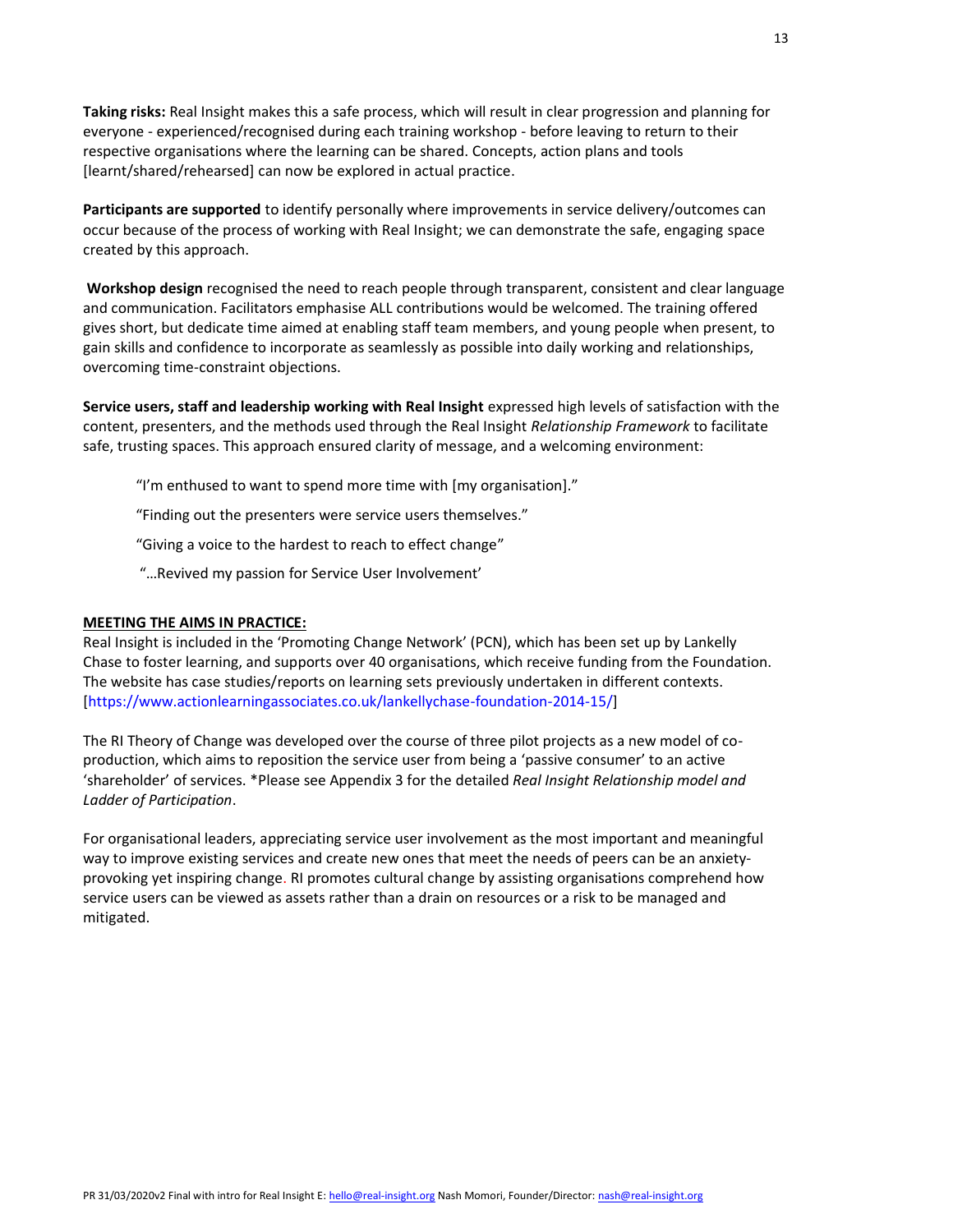**Taking risks:** Real Insight makes this a safe process, which will result in clear progression and planning for everyone - experienced/recognised during each training workshop - before leaving to return to their respective organisations where the learning can be shared. Concepts, action plans and tools [learnt/shared/rehearsed] can now be explored in actual practice.

**Participants are supported** to identify personally where improvements in service delivery/outcomes can occur because of the process of working with Real Insight; we can demonstrate the safe, engaging space created by this approach.

**Workshop design** recognised the need to reach people through transparent, consistent and clear language and communication. Facilitators emphasise ALL contributions would be welcomed. The training offered gives short, but dedicate time aimed at enabling staff team members, and young people when present, to gain skills and confidence to incorporate as seamlessly as possible into daily working and relationships, overcoming time-constraint objections.

**Service users, staff and leadership working with Real Insight** expressed high levels of satisfaction with the content, presenters, and the methods used through the Real Insight *Relationship Framework* to facilitate safe, trusting spaces. This approach ensured clarity of message, and a welcoming environment:

> "I'm enthused to want to spend more time with [my organisation]."
>
> "Finding out the presenters were service users themselves."
>
> "Giving a voice to the hardest to reach to effect change"
>
> "…Revived my passion for Service User Involvement'

**MEETING THE AIMS IN PRACTICE:**

Real Insight is included in the 'Promoting Change Network' (PCN), which has been set up by Lankelly Chase to foster learning, and supports over 40 organisations, which receive funding from the Foundation. The website has case studies/reports on learning sets previously undertaken in different contexts. [https://www.actionlearningassociates.co.uk/lankellychase-foundation-2014-15/]

The RI Theory of Change was developed over the course of three pilot projects as a new model of co-production, which aims to reposition the service user from being a 'passive consumer' to an active 'shareholder' of services. *Please see Appendix 3 for the detailed *Real Insight Relationship model and Ladder of Participation*.

For organisational leaders, appreciating service user involvement as the most important and meaningful way to improve existing services and create new ones that meet the needs of peers can be an anxiety-provoking yet inspiring change. RI promotes cultural change by assisting organisations comprehend how service users can be viewed as assets rather than a drain on resources or a risk to be managed and mitigated.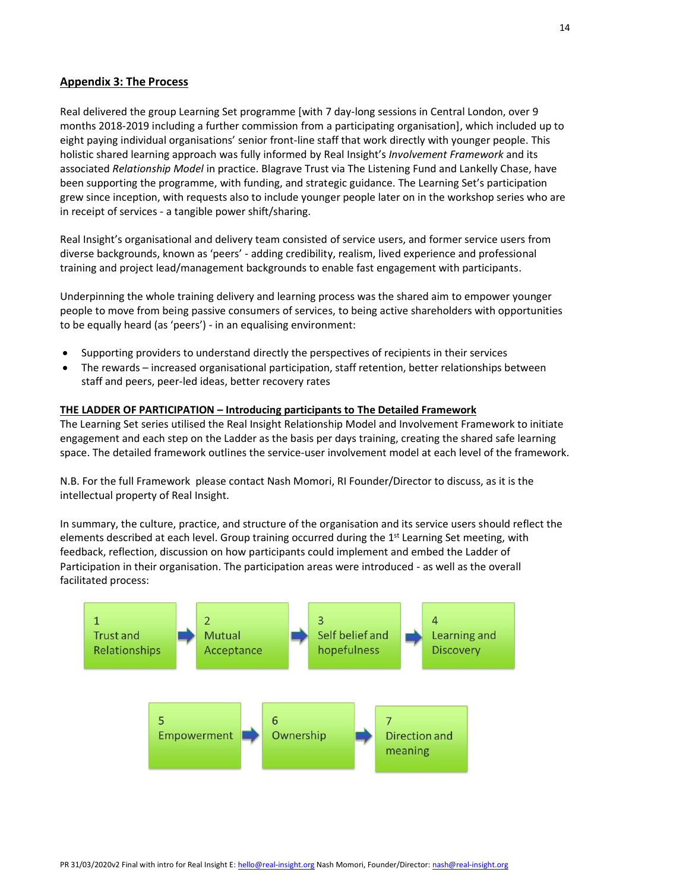## Appendix 3: The Process

Real delivered the group Learning Set programme [with 7 day-long sessions in Central London, over 9 months 2018-2019 including a further commission from a participating organisation], which included up to eight paying individual organisations' senior front-line staff that work directly with younger people. This holistic shared learning approach was fully informed by Real Insight's *Involvement Framework* and its associated *Relationship Model* in practice. Blagrave Trust via The Listening Fund and Lankelly Chase, have been supporting the programme, with funding, and strategic guidance. The Learning Set's participation grew since inception, with requests also to include younger people later on in the workshop series who are in receipt of services - a tangible power shift/sharing.

Real Insight's organisational and delivery team consisted of service users, and former service users from diverse backgrounds, known as 'peers' - adding credibility, realism, lived experience and professional training and project lead/management backgrounds to enable fast engagement with participants.

Underpinning the whole training delivery and learning process was the shared aim to empower younger people to move from being passive consumers of services, to being active shareholders with opportunities to be equally heard (as 'peers') - in an equalising environment:

- Supporting providers to understand directly the perspectives of recipients in their services
- The rewards – increased organisational participation, staff retention, better relationships between staff and peers, peer-led ideas, better recovery rates

**THE LADDER OF PARTICIPATION – Introducing participants to The Detailed Framework**

The Learning Set series utilised the Real Insight Relationship Model and Involvement Framework to initiate engagement and each step on the Ladder as the basis per days training, creating the shared safe learning space. The detailed framework outlines the service-user involvement model at each level of the framework.

N.B. For the full Framework please contact Nash Momori, RI Founder/Director to discuss, as it is the intellectual property of Real Insight.

In summary, the culture, practice, and structure of the organisation and its service users should reflect the elements described at each level. Group training occurred during the 1st Learning Set meeting, with feedback, reflection, discussion on how participants could implement and embed the Ladder of Participation in their organisation. The participation areas were introduced - as well as the overall facilitated process:

1 Trust and Relationships → 2 Mutual Acceptance → 3 Self belief and hopefulness → 4 Learning and Discovery

5 Empowerment → 6 Ownership → 7 Direction and meaning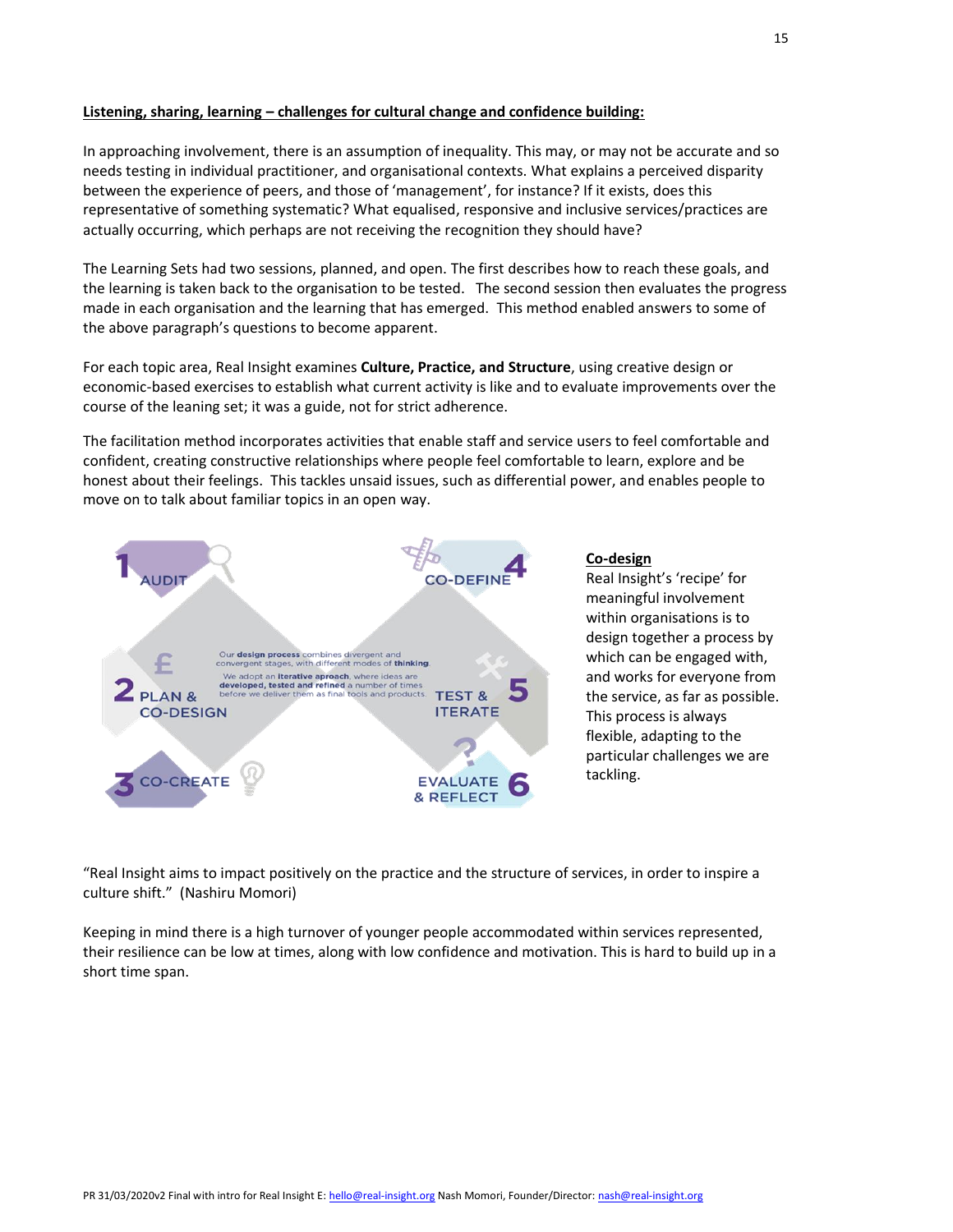**Listening, sharing, learning – challenges for cultural change and confidence building:**

In approaching involvement, there is an assumption of inequality. This may, or may not be accurate and so needs testing in individual practitioner, and organisational contexts. What explains a perceived disparity between the experience of peers, and those of 'management', for instance? If it exists, does this representative of something systematic? What equalised, responsive and inclusive services/practices are actually occurring, which perhaps are not receiving the recognition they should have?

The Learning Sets had two sessions, planned, and open. The first describes how to reach these goals, and the learning is taken back to the organisation to be tested. The second session then evaluates the progress made in each organisation and the learning that has emerged. This method enabled answers to some of the above paragraph's questions to become apparent.

For each topic area, Real Insight examines **Culture, Practice, and Structure**, using creative design or economic-based exercises to establish what current activity is like and to evaluate improvements over the course of the leaning set; it was a guide, not for strict adherence.

The facilitation method incorporates activities that enable staff and service users to feel comfortable and confident, creating constructive relationships where people feel comfortable to learn, explore and be honest about their feelings. This tackles unsaid issues, such as differential power, and enables people to move on to talk about familiar topics in an open way.

1 AUDIT

2 PLAN & CO-DESIGN

3 CO-CREATE

4 CO-DEFINE

5 TEST & ITERATE

6 EVALUATE & REFLECT

Our **design process** combines divergent and convergent stages, with different modes of **thinking**.

We adopt an **iterative aproach**, where ideas are **developed, tested and refined** a number of times before we deliver them as final tools and products.

**Co-design**

Real Insight's 'recipe' for meaningful involvement within organisations is to design together a process by which can be engaged with, and works for everyone from the service, as far as possible. This process is always flexible, adapting to the particular challenges we are tackling.

"Real Insight aims to impact positively on the practice and the structure of services, in order to inspire a culture shift." (Nashiru Momori)

Keeping in mind there is a high turnover of younger people accommodated within services represented, their resilience can be low at times, along with low confidence and motivation. This is hard to build up in a short time span.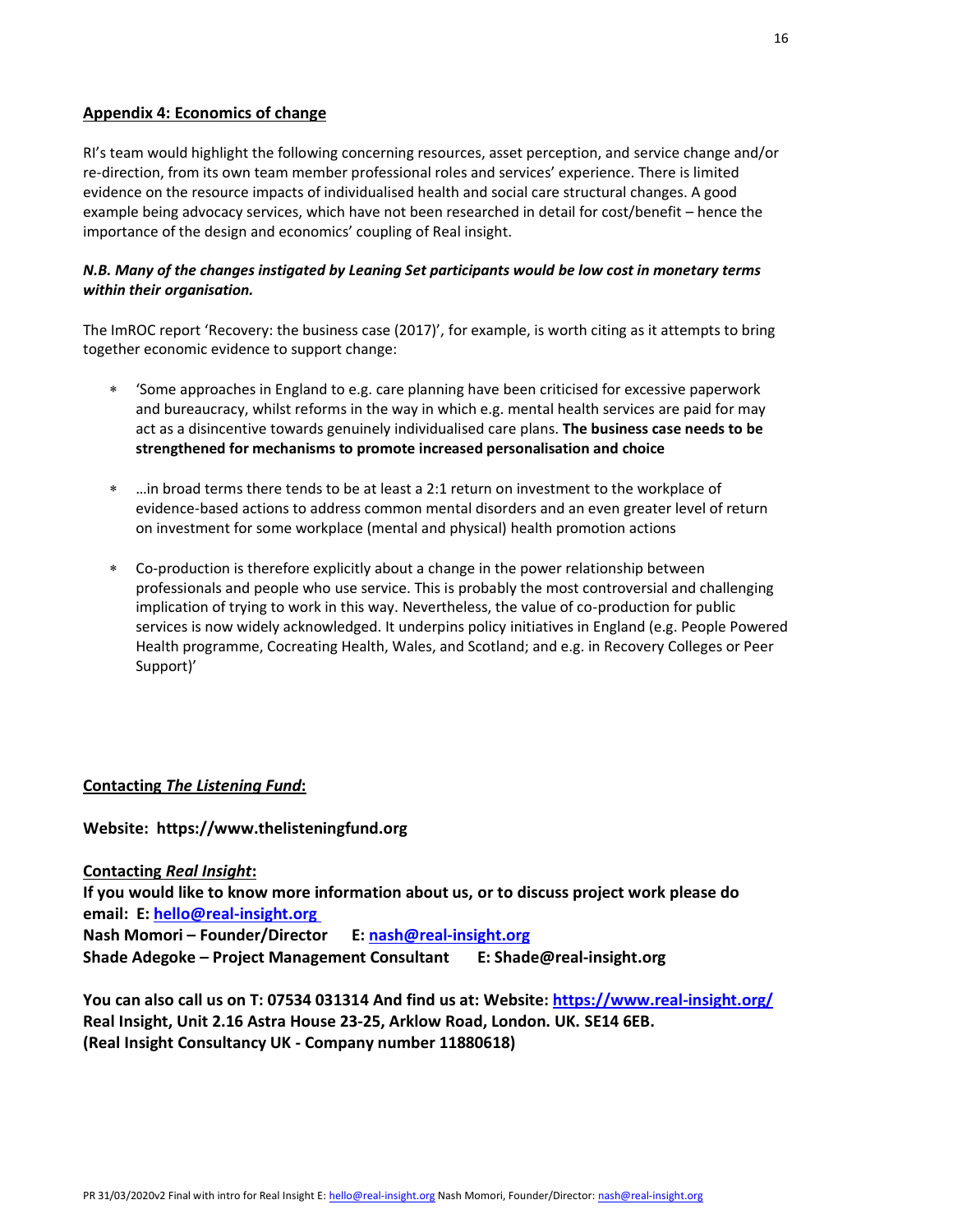## Appendix 4: Economics of change

RI's team would highlight the following concerning resources, asset perception, and service change and/or re-direction, from its own team member professional roles and services' experience. There is limited evidence on the resource impacts of individualised health and social care structural changes. A good example being advocacy services, which have not been researched in detail for cost/benefit – hence the importance of the design and economics' coupling of Real insight.

***N.B. Many of the changes instigated by Leaning Set participants would be low cost in monetary terms within their organisation.***

The ImROC report 'Recovery: the business case (2017)', for example, is worth citing as it attempts to bring together economic evidence to support change:

- 'Some approaches in England to e.g. care planning have been criticised for excessive paperwork and bureaucracy, whilst reforms in the way in which e.g. mental health services are paid for may act as a disincentive towards genuinely individualised care plans. **The business case needs to be strengthened for mechanisms to promote increased personalisation and choice**
- …in broad terms there tends to be at least a 2:1 return on investment to the workplace of evidence-based actions to address common mental disorders and an even greater level of return on investment for some workplace (mental and physical) health promotion actions
- Co-production is therefore explicitly about a change in the power relationship between professionals and people who use service. This is probably the most controversial and challenging implication of trying to work in this way. Nevertheless, the value of co-production for public services is now widely acknowledged. It underpins policy initiatives in England (e.g. People Powered Health programme, Cocreating Health, Wales, and Scotland; and e.g. in Recovery Colleges or Peer Support)'

**Contacting *The Listening Fund*:**

**Website: https://www.thelisteningfund.org**

**Contacting *Real Insight*:**

**If you would like to know more information about us, or to discuss project work please do email: E: hello@real-insight.org**
**Nash Momori – Founder/Director E: nash@real-insight.org**
**Shade Adegoke – Project Management Consultant E: Shade@real-insight.org**

**You can also call us on T: 07534 031314 And find us at: Website: https://www.real-insight.org/**
**Real Insight, Unit 2.16 Astra House 23-25, Arklow Road, London. UK. SE14 6EB.**
**(Real Insight Consultancy UK - Company number 11880618)**